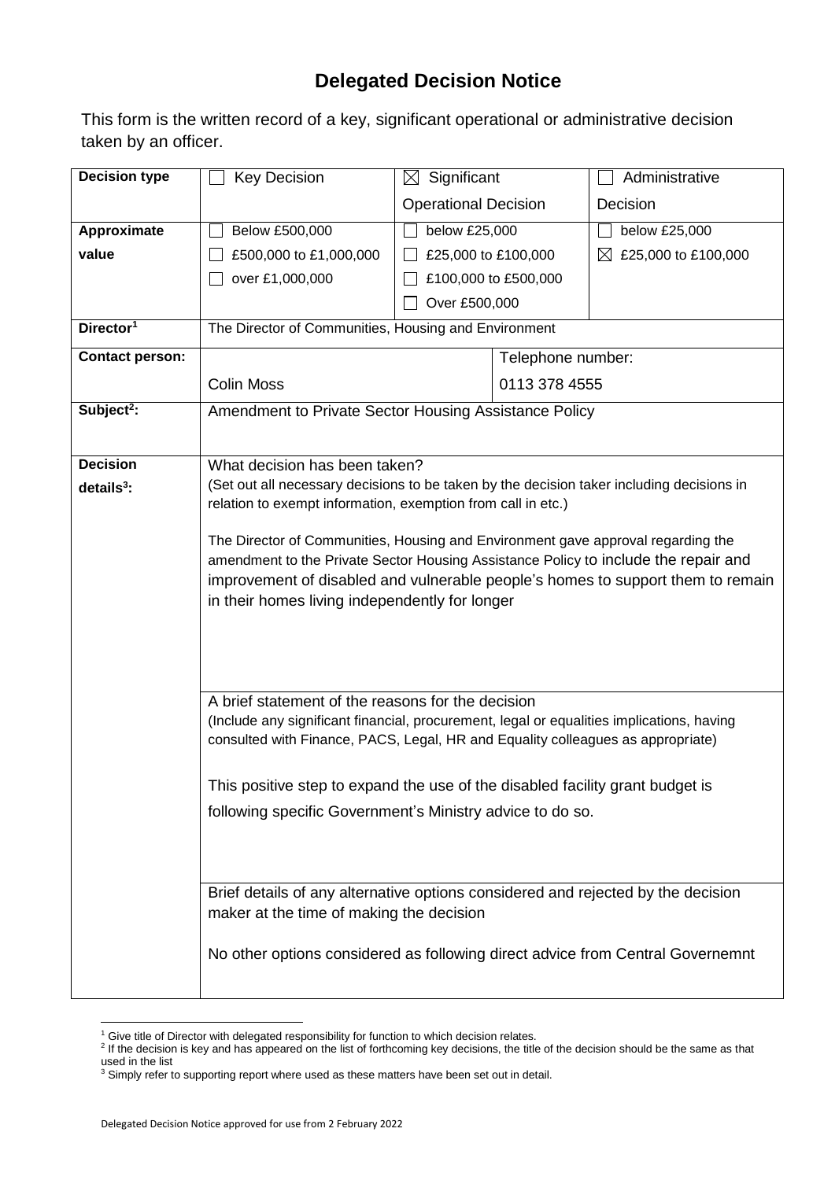# Delegated Decision Notice

This form is the written record of a key, significant operational or administrative decision taken by an officer.

| | | | | |
|---|---|---|---|---|
| **Decision type** | ☐ Key Decision | ☒ Significant Operational Decision | | ☐ Administrative Decision |
| **Approximate value** | ☐ Below £500,000<br>☐ £500,000 to £1,000,000<br>☐ over £1,000,000 | ☐ below £25,000<br>☐ £25,000 to £100,000<br>☐ £100,000 to £500,000<br>☐ Over £500,000 | | ☐ below £25,000<br>☒ £25,000 to £100,000 |
| **Director**[1] | The Director of Communities, Housing and Environment | | | |
| **Contact person:** | Colin Moss | | Telephone number:<br>0113 378 4555 | |
| **Subject**[2]**:** | Amendment to Private Sector Housing Assistance Policy | | | |
| **Decision details**[3]**:** | What decision has been taken?<br>(Set out all necessary decisions to be taken by the decision taker including decisions in relation to exempt information, exemption from call in etc.)<br><br>The Director of Communities, Housing and Environment gave approval regarding the amendment to the Private Sector Housing Assistance Policy to include the repair and improvement of disabled and vulnerable people's homes to support them to remain in their homes living independently for longer | | | |
| | A brief statement of the reasons for the decision<br>(Include any significant financial, procurement, legal or equalities implications, having consulted with Finance, PACS, Legal, HR and Equality colleagues as appropriate)<br><br>This positive step to expand the use of the disabled facility grant budget is following specific Government's Ministry advice to do so. | | | |
| | Brief details of any alternative options considered and rejected by the decision maker at the time of making the decision<br><br>No other options considered as following direct advice from Central Governemnt | | | |

[1] Give title of Director with delegated responsibility for function to which decision relates.
[2] If the decision is key and has appeared on the list of forthcoming key decisions, the title of the decision should be the same as that used in the list
[3] Simply refer to supporting report where used as these matters have been set out in detail.

Delegated Decision Notice approved for use from 2 February 2022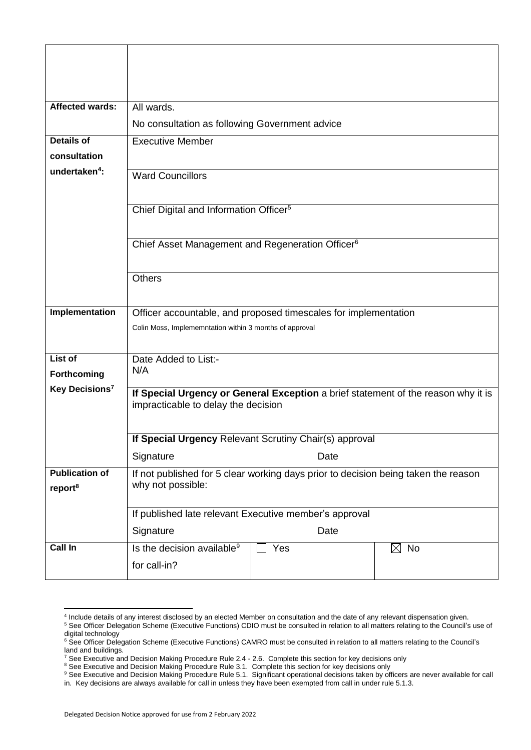| | | | |
|---|---|---|---|
| | | | |
| **Affected wards:** | All wards.<br>No consultation as following Government advice | | |
| **Details of consultation undertaken[4]:** | Executive Member | | |
| | Ward Councillors | | |
| | Chief Digital and Information Officer[5] | | |
| | Chief Asset Management and Regeneration Officer[6] | | |
| | Others | | |
| **Implementation** | Officer accountable, and proposed timescales for implementation<br>Colin Moss, Implememntation within 3 months of approval | | |
| **List of Forthcoming Key Decisions[7]** | Date Added to List:-<br>N/A | | |
| | **If Special Urgency or General Exception** a brief statement of the reason why it is impracticable to delay the decision | | |
| | **If Special Urgency** Relevant Scrutiny Chair(s) approval<br>Signature Date | | |
| **Publication of report[8]** | If not published for 5 clear working days prior to decision being taken the reason why not possible: | | |
| | If published late relevant Executive member's approval<br>Signature Date | | |
| **Call In** | Is the decision available[9] for call-in? | ☐ Yes | ☒ No |

[4] Include details of any interest disclosed by an elected Member on consultation and the date of any relevant dispensation given.

[5] See Officer Delegation Scheme (Executive Functions) CDIO must be consulted in relation to all matters relating to the Council's use of digital technology

[6] See Officer Delegation Scheme (Executive Functions) CAMRO must be consulted in relation to all matters relating to the Council's land and buildings.

[7] See Executive and Decision Making Procedure Rule 2.4 - 2.6. Complete this section for key decisions only

[8] See Executive and Decision Making Procedure Rule 3.1. Complete this section for key decisions only

[9] See Executive and Decision Making Procedure Rule 5.1. Significant operational decisions taken by officers are never available for call in. Key decisions are always available for call in unless they have been exempted from call in under rule 5.1.3.

Delegated Decision Notice approved for use from 2 February 2022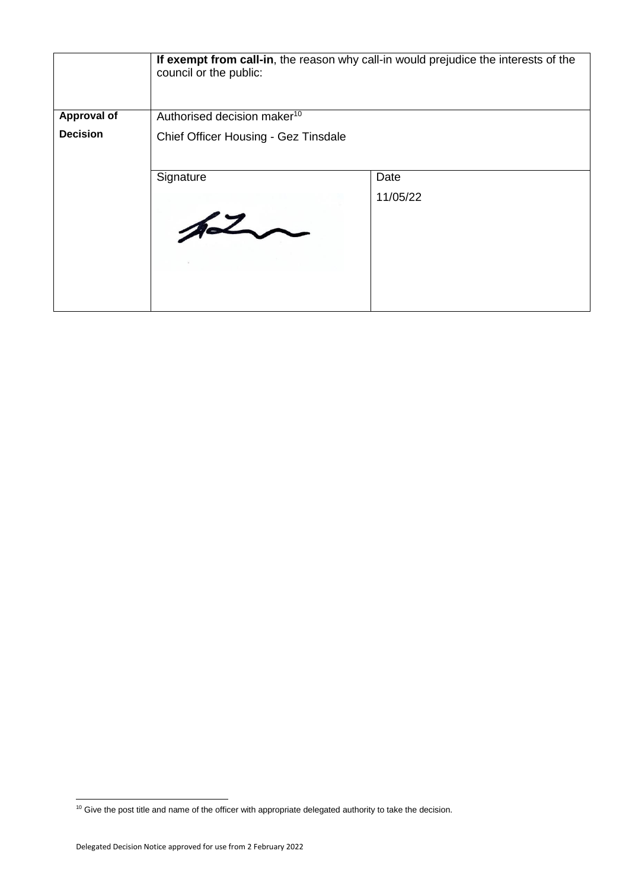| | | |
|---|---|---|
| | **If exempt from call-in**, the reason why call-in would prejudice the interests of the council or the public: | |
| **Approval of Decision** | Authorised decision maker[10]<br>Chief Officer Housing - Gez Tinsdale | |
| | Signature | Date<br>11/05/22 |

[10] Give the post title and name of the officer with appropriate delegated authority to take the decision.

Delegated Decision Notice approved for use from 2 February 2022